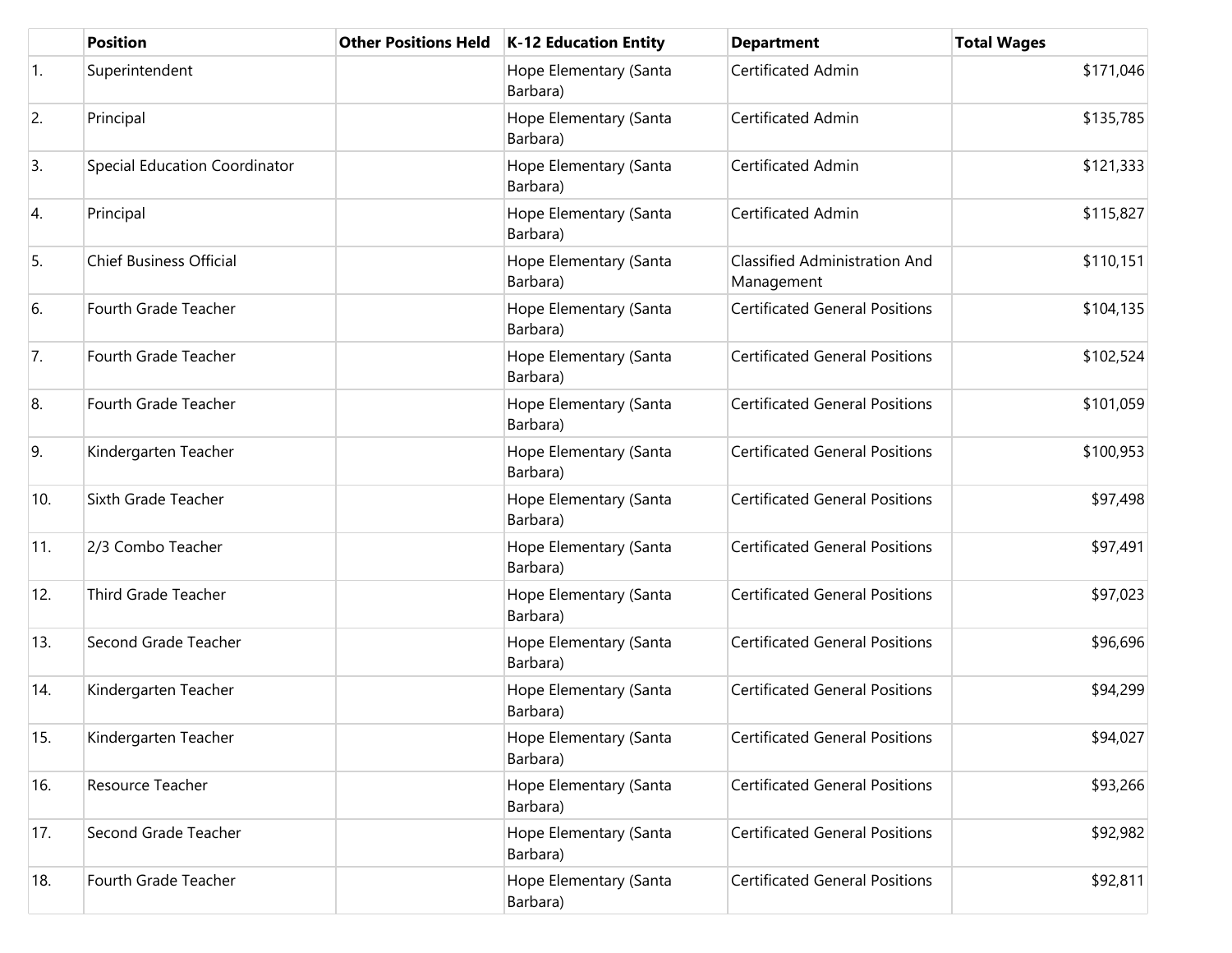| | Position | Other Positions Held | K-12 Education Entity | Department | Total Wages |
|---|---|---|---|---|---|
| 1. | Superintendent | | Hope Elementary (Santa Barbara) | Certificated Admin | $171,046 |
| 2. | Principal | | Hope Elementary (Santa Barbara) | Certificated Admin | $135,785 |
| 3. | Special Education Coordinator | | Hope Elementary (Santa Barbara) | Certificated Admin | $121,333 |
| 4. | Principal | | Hope Elementary (Santa Barbara) | Certificated Admin | $115,827 |
| 5. | Chief Business Official | | Hope Elementary (Santa Barbara) | Classified Administration And Management | $110,151 |
| 6. | Fourth Grade Teacher | | Hope Elementary (Santa Barbara) | Certificated General Positions | $104,135 |
| 7. | Fourth Grade Teacher | | Hope Elementary (Santa Barbara) | Certificated General Positions | $102,524 |
| 8. | Fourth Grade Teacher | | Hope Elementary (Santa Barbara) | Certificated General Positions | $101,059 |
| 9. | Kindergarten Teacher | | Hope Elementary (Santa Barbara) | Certificated General Positions | $100,953 |
| 10. | Sixth Grade Teacher | | Hope Elementary (Santa Barbara) | Certificated General Positions | $97,498 |
| 11. | 2/3 Combo Teacher | | Hope Elementary (Santa Barbara) | Certificated General Positions | $97,491 |
| 12. | Third Grade Teacher | | Hope Elementary (Santa Barbara) | Certificated General Positions | $97,023 |
| 13. | Second Grade Teacher | | Hope Elementary (Santa Barbara) | Certificated General Positions | $96,696 |
| 14. | Kindergarten Teacher | | Hope Elementary (Santa Barbara) | Certificated General Positions | $94,299 |
| 15. | Kindergarten Teacher | | Hope Elementary (Santa Barbara) | Certificated General Positions | $94,027 |
| 16. | Resource Teacher | | Hope Elementary (Santa Barbara) | Certificated General Positions | $93,266 |
| 17. | Second Grade Teacher | | Hope Elementary (Santa Barbara) | Certificated General Positions | $92,982 |
| 18. | Fourth Grade Teacher | | Hope Elementary (Santa Barbara) | Certificated General Positions | $92,811 |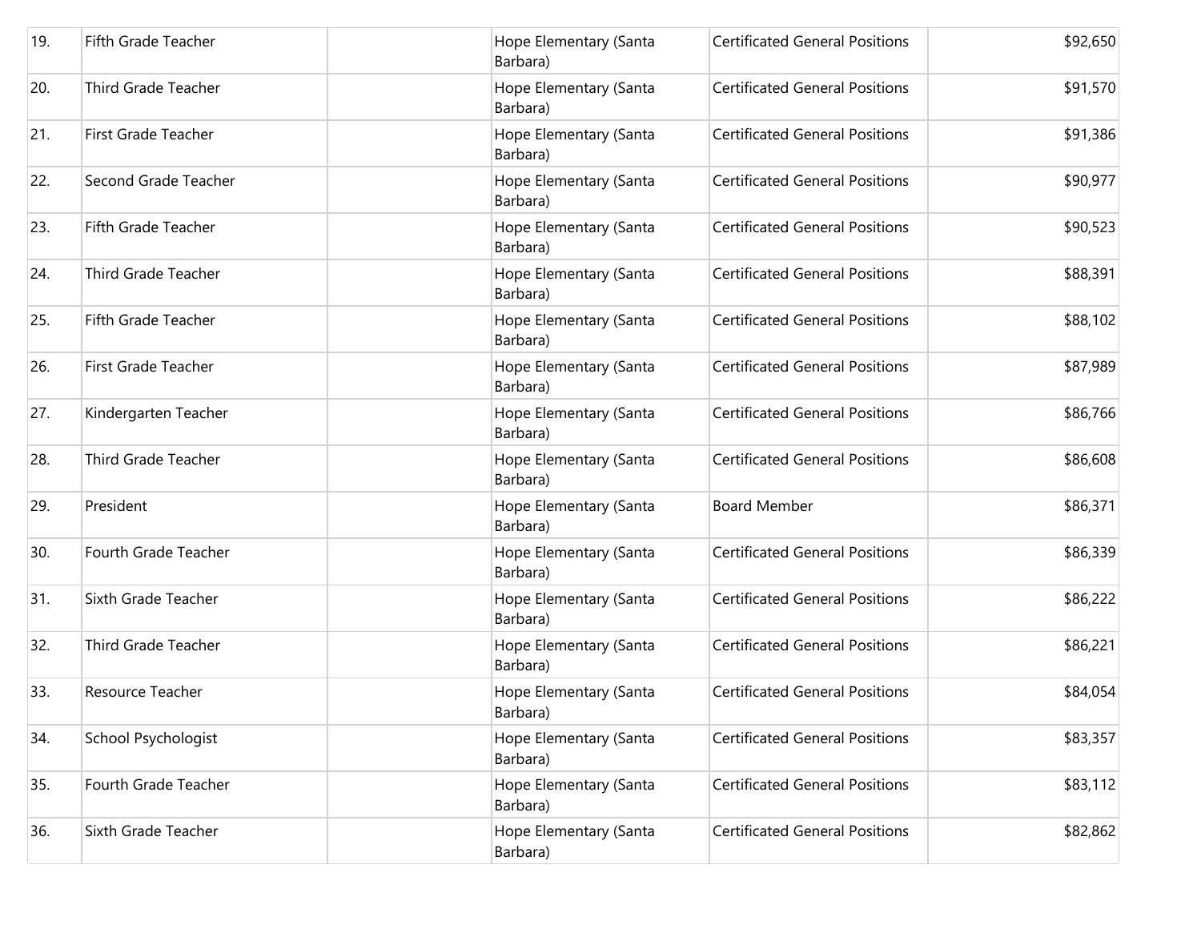| | | | | | |
|---|---|---|---|---|---|
| 19. | Fifth Grade Teacher | | Hope Elementary (Santa Barbara) | Certificated General Positions | $92,650 |
| 20. | Third Grade Teacher | | Hope Elementary (Santa Barbara) | Certificated General Positions | $91,570 |
| 21. | First Grade Teacher | | Hope Elementary (Santa Barbara) | Certificated General Positions | $91,386 |
| 22. | Second Grade Teacher | | Hope Elementary (Santa Barbara) | Certificated General Positions | $90,977 |
| 23. | Fifth Grade Teacher | | Hope Elementary (Santa Barbara) | Certificated General Positions | $90,523 |
| 24. | Third Grade Teacher | | Hope Elementary (Santa Barbara) | Certificated General Positions | $88,391 |
| 25. | Fifth Grade Teacher | | Hope Elementary (Santa Barbara) | Certificated General Positions | $88,102 |
| 26. | First Grade Teacher | | Hope Elementary (Santa Barbara) | Certificated General Positions | $87,989 |
| 27. | Kindergarten Teacher | | Hope Elementary (Santa Barbara) | Certificated General Positions | $86,766 |
| 28. | Third Grade Teacher | | Hope Elementary (Santa Barbara) | Certificated General Positions | $86,608 |
| 29. | President | | Hope Elementary (Santa Barbara) | Board Member | $86,371 |
| 30. | Fourth Grade Teacher | | Hope Elementary (Santa Barbara) | Certificated General Positions | $86,339 |
| 31. | Sixth Grade Teacher | | Hope Elementary (Santa Barbara) | Certificated General Positions | $86,222 |
| 32. | Third Grade Teacher | | Hope Elementary (Santa Barbara) | Certificated General Positions | $86,221 |
| 33. | Resource Teacher | | Hope Elementary (Santa Barbara) | Certificated General Positions | $84,054 |
| 34. | School Psychologist | | Hope Elementary (Santa Barbara) | Certificated General Positions | $83,357 |
| 35. | Fourth Grade Teacher | | Hope Elementary (Santa Barbara) | Certificated General Positions | $83,112 |
| 36. | Sixth Grade Teacher | | Hope Elementary (Santa Barbara) | Certificated General Positions | $82,862 |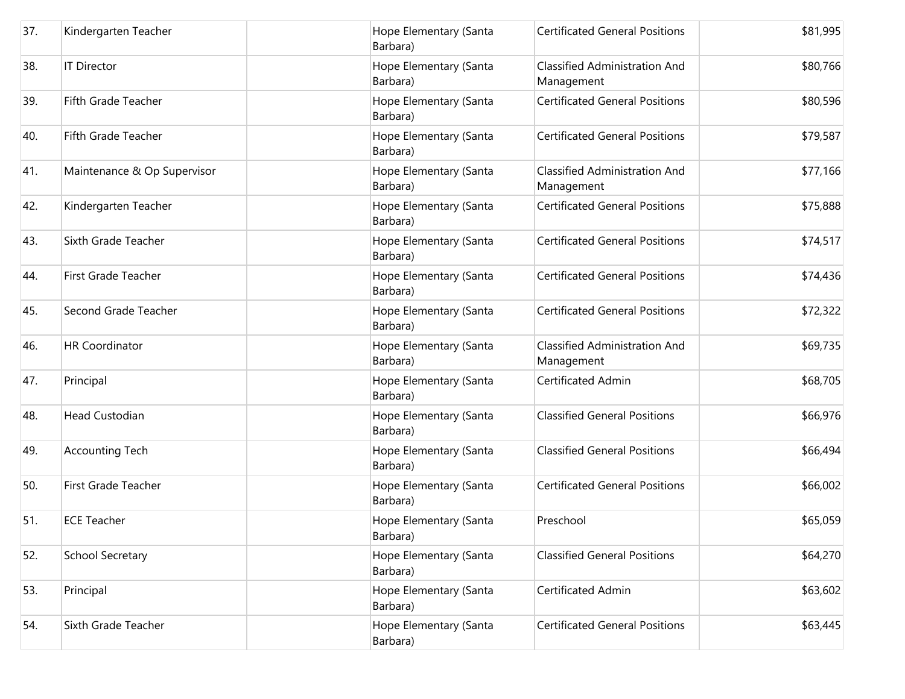| | | | | | |
|---|---|---|---|---|---|
| 37. | Kindergarten Teacher | | Hope Elementary (Santa Barbara) | Certificated General Positions | $81,995 |
| 38. | IT Director | | Hope Elementary (Santa Barbara) | Classified Administration And Management | $80,766 |
| 39. | Fifth Grade Teacher | | Hope Elementary (Santa Barbara) | Certificated General Positions | $80,596 |
| 40. | Fifth Grade Teacher | | Hope Elementary (Santa Barbara) | Certificated General Positions | $79,587 |
| 41. | Maintenance & Op Supervisor | | Hope Elementary (Santa Barbara) | Classified Administration And Management | $77,166 |
| 42. | Kindergarten Teacher | | Hope Elementary (Santa Barbara) | Certificated General Positions | $75,888 |
| 43. | Sixth Grade Teacher | | Hope Elementary (Santa Barbara) | Certificated General Positions | $74,517 |
| 44. | First Grade Teacher | | Hope Elementary (Santa Barbara) | Certificated General Positions | $74,436 |
| 45. | Second Grade Teacher | | Hope Elementary (Santa Barbara) | Certificated General Positions | $72,322 |
| 46. | HR Coordinator | | Hope Elementary (Santa Barbara) | Classified Administration And Management | $69,735 |
| 47. | Principal | | Hope Elementary (Santa Barbara) | Certificated Admin | $68,705 |
| 48. | Head Custodian | | Hope Elementary (Santa Barbara) | Classified General Positions | $66,976 |
| 49. | Accounting Tech | | Hope Elementary (Santa Barbara) | Classified General Positions | $66,494 |
| 50. | First Grade Teacher | | Hope Elementary (Santa Barbara) | Certificated General Positions | $66,002 |
| 51. | ECE Teacher | | Hope Elementary (Santa Barbara) | Preschool | $65,059 |
| 52. | School Secretary | | Hope Elementary (Santa Barbara) | Classified General Positions | $64,270 |
| 53. | Principal | | Hope Elementary (Santa Barbara) | Certificated Admin | $63,602 |
| 54. | Sixth Grade Teacher | | Hope Elementary (Santa Barbara) | Certificated General Positions | $63,445 |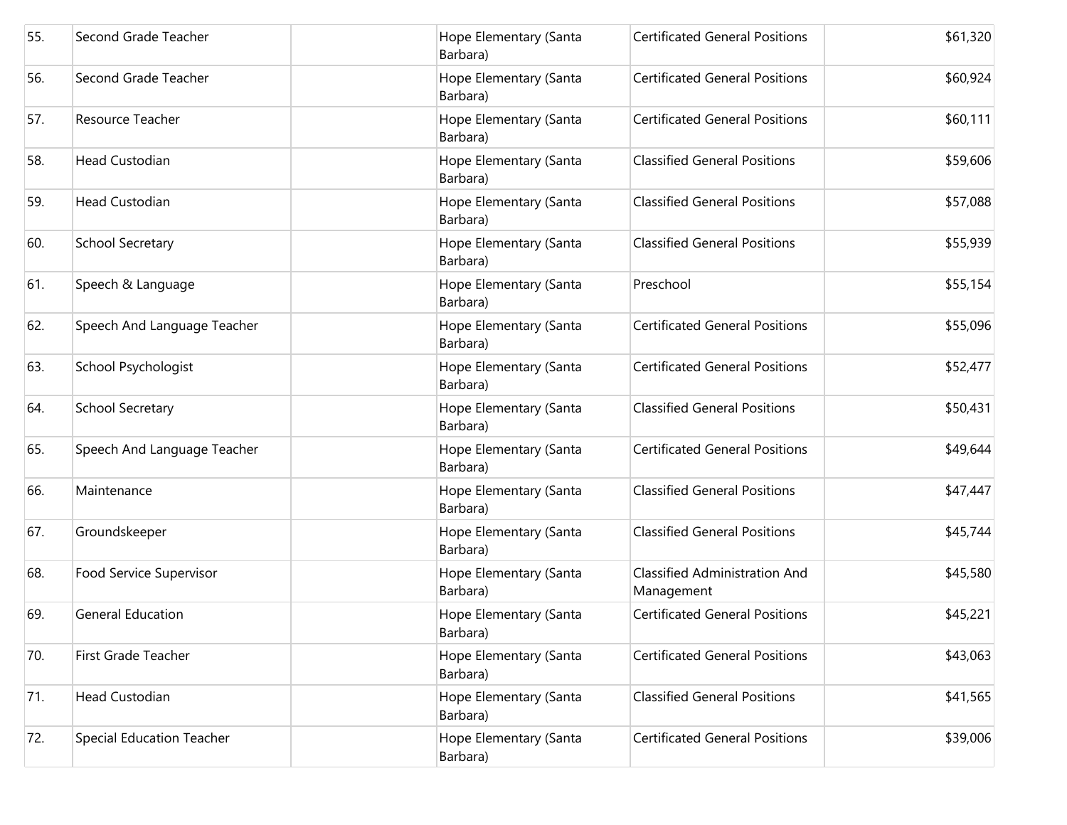| | | | | | |
|---|---|---|---|---|---|
| 55. | Second Grade Teacher | | Hope Elementary (Santa Barbara) | Certificated General Positions | $61,320 |
| 56. | Second Grade Teacher | | Hope Elementary (Santa Barbara) | Certificated General Positions | $60,924 |
| 57. | Resource Teacher | | Hope Elementary (Santa Barbara) | Certificated General Positions | $60,111 |
| 58. | Head Custodian | | Hope Elementary (Santa Barbara) | Classified General Positions | $59,606 |
| 59. | Head Custodian | | Hope Elementary (Santa Barbara) | Classified General Positions | $57,088 |
| 60. | School Secretary | | Hope Elementary (Santa Barbara) | Classified General Positions | $55,939 |
| 61. | Speech & Language | | Hope Elementary (Santa Barbara) | Preschool | $55,154 |
| 62. | Speech And Language Teacher | | Hope Elementary (Santa Barbara) | Certificated General Positions | $55,096 |
| 63. | School Psychologist | | Hope Elementary (Santa Barbara) | Certificated General Positions | $52,477 |
| 64. | School Secretary | | Hope Elementary (Santa Barbara) | Classified General Positions | $50,431 |
| 65. | Speech And Language Teacher | | Hope Elementary (Santa Barbara) | Certificated General Positions | $49,644 |
| 66. | Maintenance | | Hope Elementary (Santa Barbara) | Classified General Positions | $47,447 |
| 67. | Groundskeeper | | Hope Elementary (Santa Barbara) | Classified General Positions | $45,744 |
| 68. | Food Service Supervisor | | Hope Elementary (Santa Barbara) | Classified Administration And Management | $45,580 |
| 69. | General Education | | Hope Elementary (Santa Barbara) | Certificated General Positions | $45,221 |
| 70. | First Grade Teacher | | Hope Elementary (Santa Barbara) | Certificated General Positions | $43,063 |
| 71. | Head Custodian | | Hope Elementary (Santa Barbara) | Classified General Positions | $41,565 |
| 72. | Special Education Teacher | | Hope Elementary (Santa Barbara) | Certificated General Positions | $39,006 |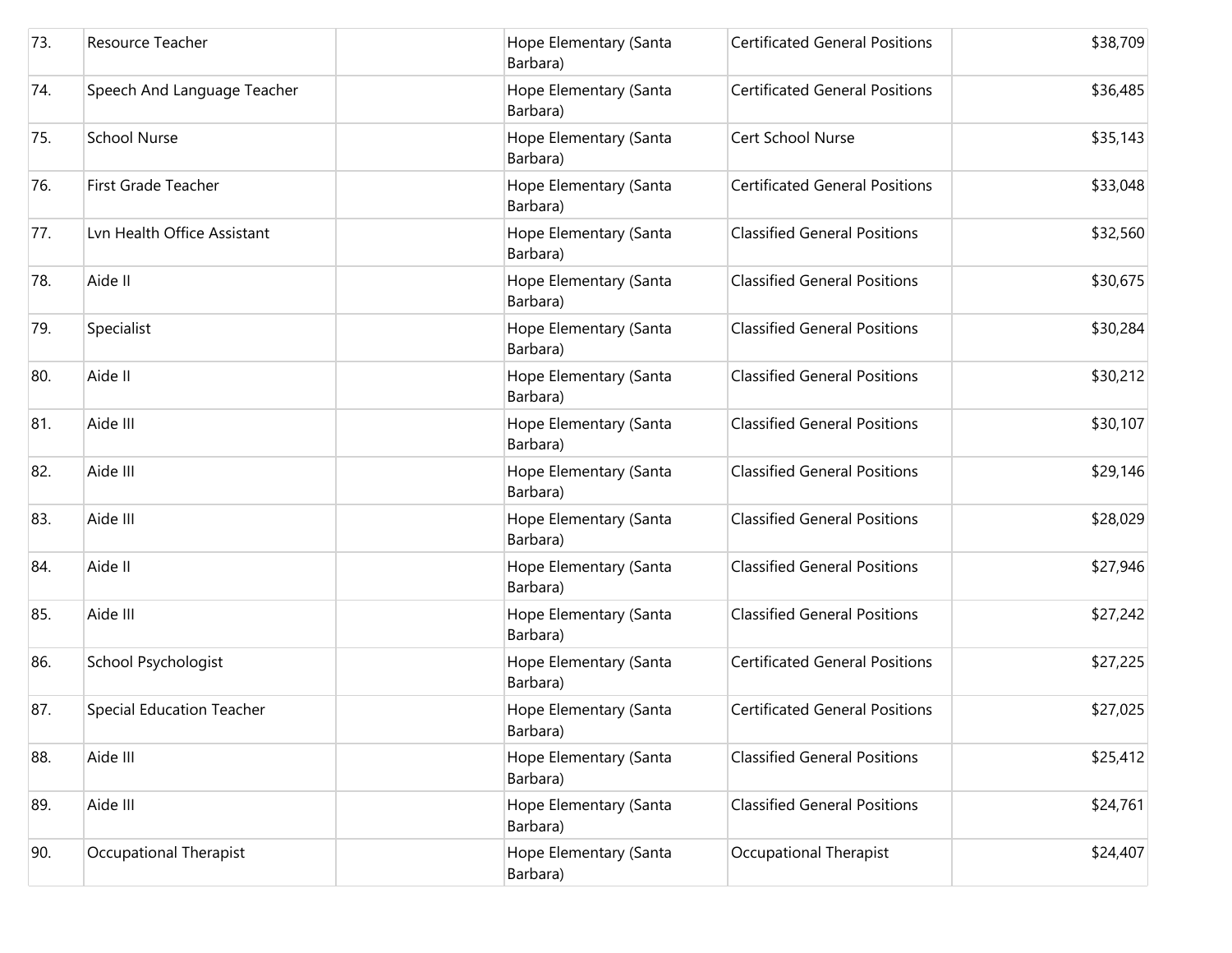| | | | | | |
|---|---|---|---|---|---|
| 73. | Resource Teacher | | Hope Elementary (Santa Barbara) | Certificated General Positions | $38,709 |
| 74. | Speech And Language Teacher | | Hope Elementary (Santa Barbara) | Certificated General Positions | $36,485 |
| 75. | School Nurse | | Hope Elementary (Santa Barbara) | Cert School Nurse | $35,143 |
| 76. | First Grade Teacher | | Hope Elementary (Santa Barbara) | Certificated General Positions | $33,048 |
| 77. | Lvn Health Office Assistant | | Hope Elementary (Santa Barbara) | Classified General Positions | $32,560 |
| 78. | Aide II | | Hope Elementary (Santa Barbara) | Classified General Positions | $30,675 |
| 79. | Specialist | | Hope Elementary (Santa Barbara) | Classified General Positions | $30,284 |
| 80. | Aide II | | Hope Elementary (Santa Barbara) | Classified General Positions | $30,212 |
| 81. | Aide III | | Hope Elementary (Santa Barbara) | Classified General Positions | $30,107 |
| 82. | Aide III | | Hope Elementary (Santa Barbara) | Classified General Positions | $29,146 |
| 83. | Aide III | | Hope Elementary (Santa Barbara) | Classified General Positions | $28,029 |
| 84. | Aide II | | Hope Elementary (Santa Barbara) | Classified General Positions | $27,946 |
| 85. | Aide III | | Hope Elementary (Santa Barbara) | Classified General Positions | $27,242 |
| 86. | School Psychologist | | Hope Elementary (Santa Barbara) | Certificated General Positions | $27,225 |
| 87. | Special Education Teacher | | Hope Elementary (Santa Barbara) | Certificated General Positions | $27,025 |
| 88. | Aide III | | Hope Elementary (Santa Barbara) | Classified General Positions | $25,412 |
| 89. | Aide III | | Hope Elementary (Santa Barbara) | Classified General Positions | $24,761 |
| 90. | Occupational Therapist | | Hope Elementary (Santa Barbara) | Occupational Therapist | $24,407 |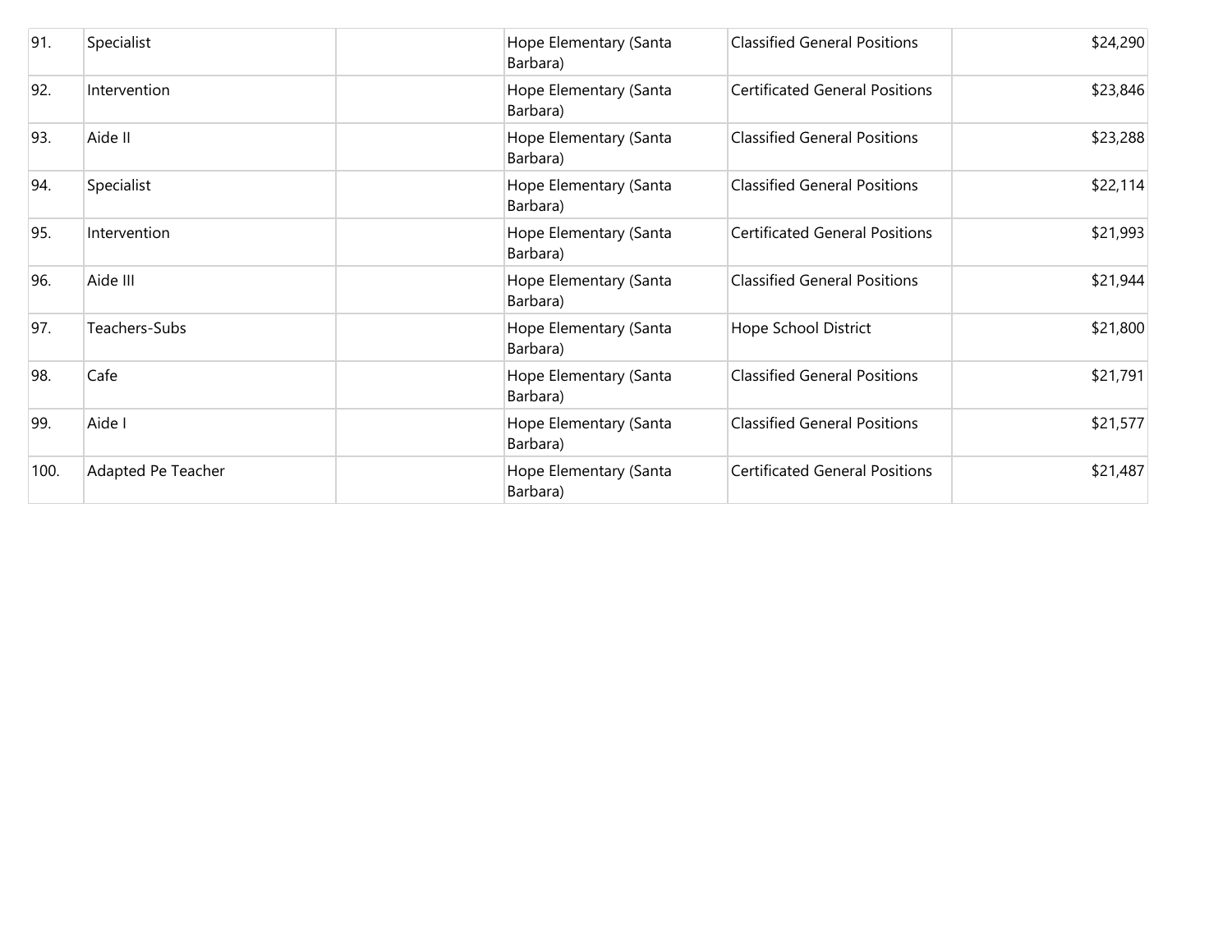| | | | | | |
|---|---|---|---|---|---|
| 91. | Specialist | | Hope Elementary (Santa Barbara) | Classified General Positions | $24,290 |
| 92. | Intervention | | Hope Elementary (Santa Barbara) | Certificated General Positions | $23,846 |
| 93. | Aide II | | Hope Elementary (Santa Barbara) | Classified General Positions | $23,288 |
| 94. | Specialist | | Hope Elementary (Santa Barbara) | Classified General Positions | $22,114 |
| 95. | Intervention | | Hope Elementary (Santa Barbara) | Certificated General Positions | $21,993 |
| 96. | Aide III | | Hope Elementary (Santa Barbara) | Classified General Positions | $21,944 |
| 97. | Teachers-Subs | | Hope Elementary (Santa Barbara) | Hope School District | $21,800 |
| 98. | Cafe | | Hope Elementary (Santa Barbara) | Classified General Positions | $21,791 |
| 99. | Aide I | | Hope Elementary (Santa Barbara) | Classified General Positions | $21,577 |
| 100. | Adapted Pe Teacher | | Hope Elementary (Santa Barbara) | Certificated General Positions | $21,487 |